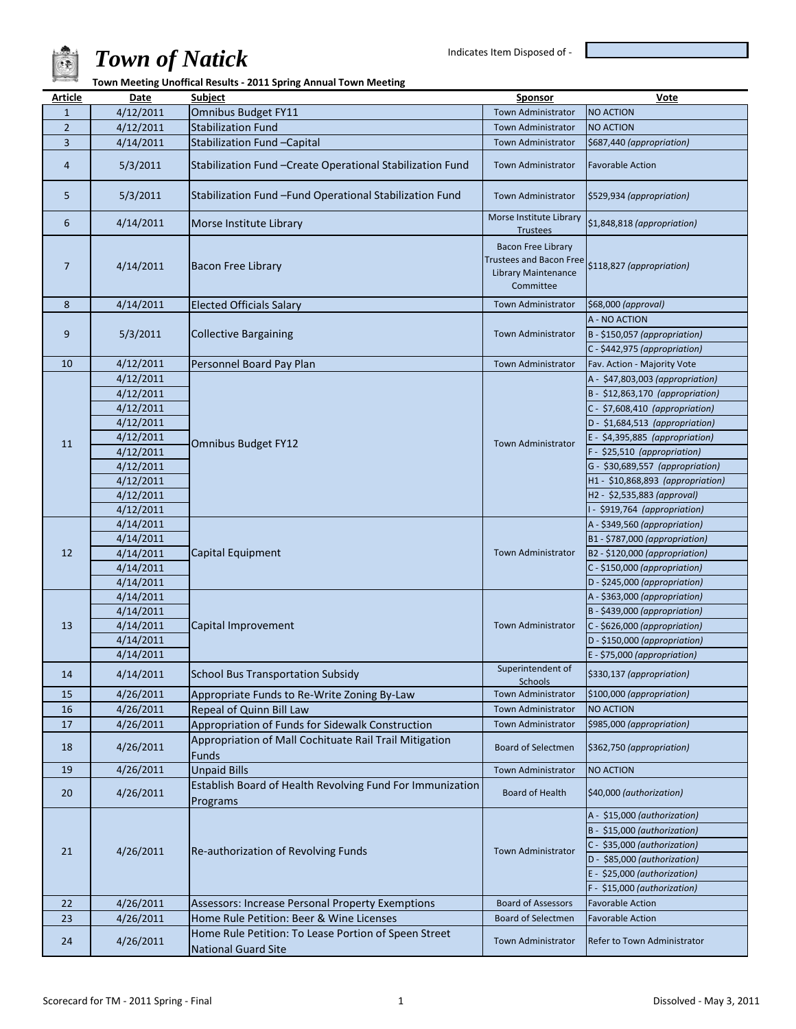# Town of Natick

Indicates Item Disposed of -

**Town Meeting Unoffical Results - 2011 Spring Annual Town Meeting**

| Article | Date | Subject | Sponsor | Vote |
|---|---|---|---|---|
| 1 | 4/12/2011 | Omnibus Budget FY11 | Town Administrator | NO ACTION |
| 2 | 4/12/2011 | Stabilization Fund | Town Administrator | NO ACTION |
| 3 | 4/14/2011 | Stabilization Fund –Capital | Town Administrator | $687,440 *(appropriation)* |
| 4 | 5/3/2011 | Stabilization Fund –Create Operational Stabilization Fund | Town Administrator | Favorable Action |
| 5 | 5/3/2011 | Stabilization Fund –Fund Operational Stabilization Fund | Town Administrator | $529,934 *(appropriation)* |
| 6 | 4/14/2011 | Morse Institute Library | Morse Institute Library Trustees | $1,848,818 *(appropriation)* |
| 7 | 4/14/2011 | Bacon Free Library | Bacon Free Library Trustees and Bacon Free Library Maintenance Committee | $118,827 *(appropriation)* |
| 8 | 4/14/2011 | Elected Officials Salary | Town Administrator | $68,000 *(approval)* |
| 9 | 5/3/2011 | Collective Bargaining | Town Administrator | A - NO ACTION |
| | | | | B - $150,057 *(appropriation)* |
| | | | | C - $442,975 *(appropriation)* |
| 10 | 4/12/2011 | Personnel Board Pay Plan | Town Administrator | Fav. Action - Majority Vote |
| 11 | 4/12/2011 | Omnibus Budget FY12 | Town Administrator | A - $47,803,003 *(appropriation)* |
| | 4/12/2011 | | | B - $12,863,170 *(appropriation)* |
| | 4/12/2011 | | | C - $7,608,410 *(appropriation)* |
| | 4/12/2011 | | | D - $1,684,513 *(appropriation)* |
| | 4/12/2011 | | | E - $4,395,885 *(appropriation)* |
| | 4/12/2011 | | | F - $25,510 *(appropriation)* |
| | 4/12/2011 | | | G - $30,689,557 *(appropriation)* |
| | 4/12/2011 | | | H1 - $10,868,893 *(appropriation)* |
| | 4/12/2011 | | | H2 - $2,535,883 *(approval)* |
| | 4/12/2011 | | | I - $919,764 *(appropriation)* |
| 12 | 4/14/2011 | Capital Equipment | Town Administrator | A - $349,560 *(appropriation)* |
| | 4/14/2011 | | | B1 - $787,000 *(appropriation)* |
| | 4/14/2011 | | | B2 - $120,000 *(appropriation)* |
| | 4/14/2011 | | | C - $150,000 *(appropriation)* |
| | 4/14/2011 | | | D - $245,000 *(appropriation)* |
| 13 | 4/14/2011 | Capital Improvement | Town Administrator | A - $363,000 *(appropriation)* |
| | 4/14/2011 | | | B - $439,000 *(appropriation)* |
| | 4/14/2011 | | | C - $626,000 *(appropriation)* |
| | 4/14/2011 | | | D - $150,000 *(appropriation)* |
| | 4/14/2011 | | | E - $75,000 *(appropriation)* |
| 14 | 4/14/2011 | School Bus Transportation Subsidy | Superintendent of Schools | $330,137 *(appropriation)* |
| 15 | 4/26/2011 | Appropriate Funds to Re-Write Zoning By-Law | Town Administrator | $100,000 *(appropriation)* |
| 16 | 4/26/2011 | Repeal of Quinn Bill Law | Town Administrator | NO ACTION |
| 17 | 4/26/2011 | Appropriation of Funds for Sidewalk Construction | Town Administrator | $985,000 *(appropriation)* |
| 18 | 4/26/2011 | Appropriation of Mall Cochituate Rail Trail Mitigation Funds | Board of Selectmen | $362,750 *(appropriation)* |
| 19 | 4/26/2011 | Unpaid Bills | Town Administrator | NO ACTION |
| 20 | 4/26/2011 | Establish Board of Health Revolving Fund For Immunization Programs | Board of Health | $40,000 *(authorization)* |
| 21 | 4/26/2011 | Re-authorization of Revolving Funds | Town Administrator | A - $15,000 *(authorization)* |
| | | | | B - $15,000 *(authorization)* |
| | | | | C - $35,000 *(authorization)* |
| | | | | D - $85,000 *(authorization)* |
| | | | | E - $25,000 *(authorization)* |
| | | | | F - $15,000 *(authorization)* |
| 22 | 4/26/2011 | Assessors: Increase Personal Property Exemptions | Board of Assessors | Favorable Action |
| 23 | 4/26/2011 | Home Rule Petition: Beer & Wine Licenses | Board of Selectmen | Favorable Action |
| 24 | 4/26/2011 | Home Rule Petition: To Lease Portion of Speen Street National Guard Site | Town Administrator | Refer to Town Administrator |

Scorecard for TM - 2011 Spring - Final

Dissolved - May 3, 2011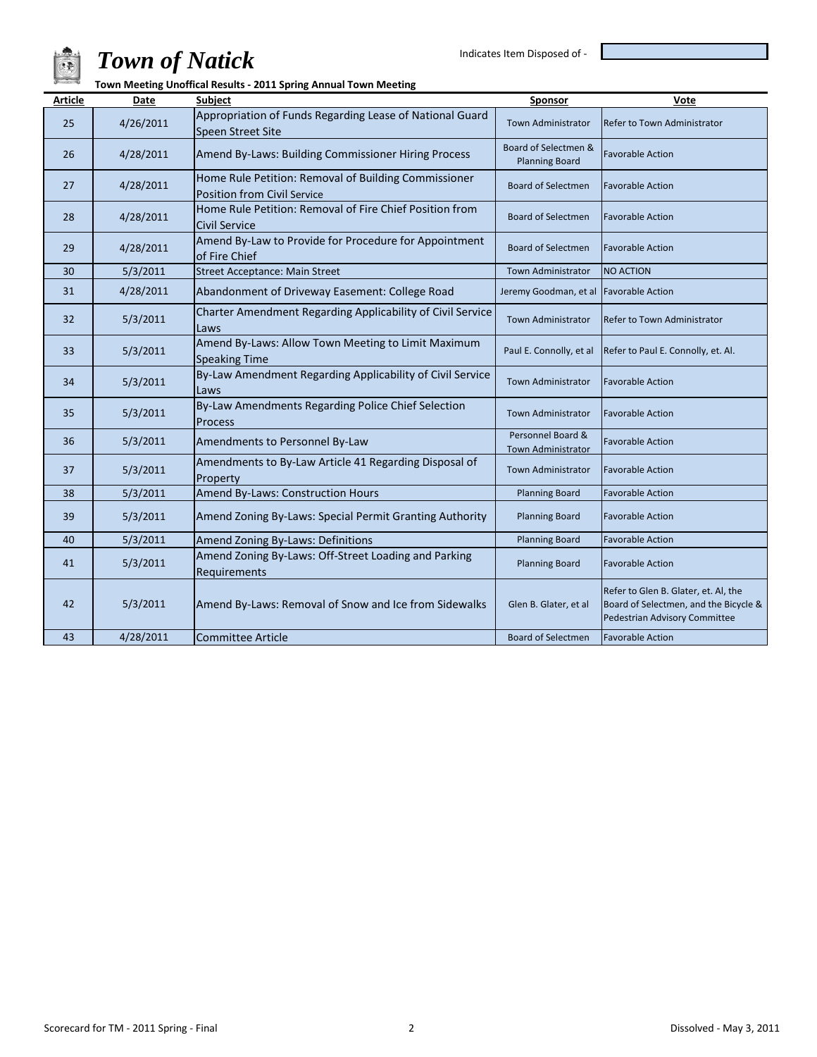# *Town of Natick*

Indicates Item Disposed of -

**Town Meeting Unoffical Results - 2011 Spring Annual Town Meeting**

| Article | Date | Subject | Sponsor | Vote |
|---|---|---|---|---|
| 25 | 4/26/2011 | Appropriation of Funds Regarding Lease of National Guard Speen Street Site | Town Administrator | Refer to Town Administrator |
| 26 | 4/28/2011 | Amend By-Laws: Building Commissioner Hiring Process | Board of Selectmen & Planning Board | Favorable Action |
| 27 | 4/28/2011 | Home Rule Petition: Removal of Building Commissioner Position from Civil Service | Board of Selectmen | Favorable Action |
| 28 | 4/28/2011 | Home Rule Petition: Removal of Fire Chief Position from Civil Service | Board of Selectmen | Favorable Action |
| 29 | 4/28/2011 | Amend By-Law to Provide for Procedure for Appointment of Fire Chief | Board of Selectmen | Favorable Action |
| 30 | 5/3/2011 | Street Acceptance: Main Street | Town Administrator | NO ACTION |
| 31 | 4/28/2011 | Abandonment of Driveway Easement: College Road | Jeremy Goodman, et al | Favorable Action |
| 32 | 5/3/2011 | Charter Amendment Regarding Applicability of Civil Service Laws | Town Administrator | Refer to Town Administrator |
| 33 | 5/3/2011 | Amend By-Laws: Allow Town Meeting to Limit Maximum Speaking Time | Paul E. Connolly, et al | Refer to Paul E. Connolly, et. Al. |
| 34 | 5/3/2011 | By-Law Amendment Regarding Applicability of Civil Service Laws | Town Administrator | Favorable Action |
| 35 | 5/3/2011 | By-Law Amendments Regarding Police Chief Selection Process | Town Administrator | Favorable Action |
| 36 | 5/3/2011 | Amendments to Personnel By-Law | Personnel Board & Town Administrator | Favorable Action |
| 37 | 5/3/2011 | Amendments to By-Law Article 41 Regarding Disposal of Property | Town Administrator | Favorable Action |
| 38 | 5/3/2011 | Amend By-Laws: Construction Hours | Planning Board | Favorable Action |
| 39 | 5/3/2011 | Amend Zoning By-Laws: Special Permit Granting Authority | Planning Board | Favorable Action |
| 40 | 5/3/2011 | Amend Zoning By-Laws: Definitions | Planning Board | Favorable Action |
| 41 | 5/3/2011 | Amend Zoning By-Laws: Off-Street Loading and Parking Requirements | Planning Board | Favorable Action |
| 42 | 5/3/2011 | Amend By-Laws: Removal of Snow and Ice from Sidewalks | Glen B. Glater, et al | Refer to Glen B. Glater, et. Al, the Board of Selectmen, and the Bicycle & Pedestrian Advisory Committee |
| 43 | 4/28/2011 | Committee Article | Board of Selectmen | Favorable Action |

Scorecard for TM - 2011 Spring - Final

Dissolved - May 3, 2011